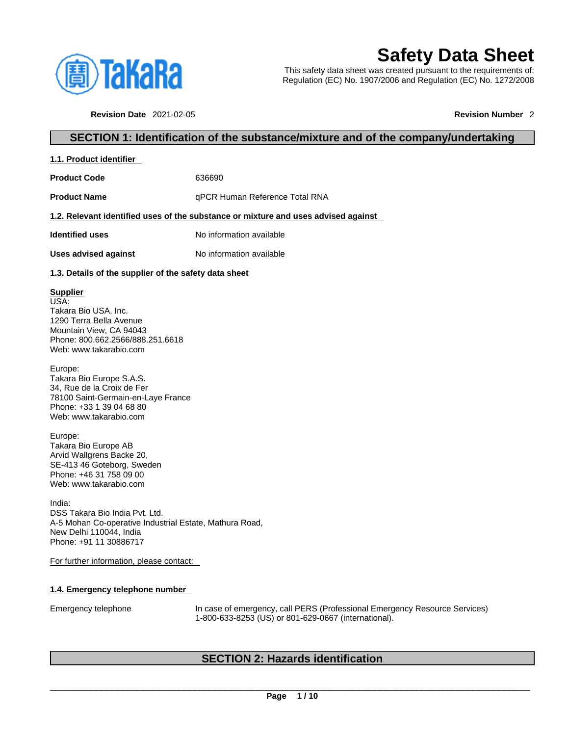# Safety Data Sheet

This safety data sheet was created pursuant to the requirements of:
Regulation (EC) No. 1907/2006 and Regulation (EC) No. 1272/2008

**Revision Date** 2021-02-05 **Revision Number** 2

## SECTION 1: Identification of the substance/mixture and of the company/undertaking

### 1.1. Product identifier

| | |
|---|---|
| **Product Code** | 636690 |
| **Product Name** | qPCR Human Reference Total RNA |

### 1.2. Relevant identified uses of the substance or mixture and uses advised against

| | |
|---|---|
| **Identified uses** | No information available |
| **Uses advised against** | No information available |

### 1.3. Details of the supplier of the safety data sheet

**Supplier**
USA:
Takara Bio USA, Inc.
1290 Terra Bella Avenue
Mountain View, CA 94043
Phone: 800.662.2566/888.251.6618
Web: www.takarabio.com

Europe:
Takara Bio Europe S.A.S.
34, Rue de la Croix de Fer
78100 Saint-Germain-en-Laye France
Phone: +33 1 39 04 68 80
Web: www.takarabio.com

Europe:
Takara Bio Europe AB
Arvid Wallgrens Backe 20,
SE-413 46 Goteborg, Sweden
Phone: +46 31 758 09 00
Web: www.takarabio.com

India:
DSS Takara Bio India Pvt. Ltd.
A-5 Mohan Co-operative Industrial Estate, Mathura Road,
New Delhi 110044, India
Phone: +91 11 30886717

For further information, please contact:

### 1.4. Emergency telephone number

| | |
|---|---|
| Emergency telephone | In case of emergency, call PERS (Professional Emergency Resource Services) 1-800-633-8253 (US) or 801-629-0667 (international). |

## SECTION 2: Hazards identification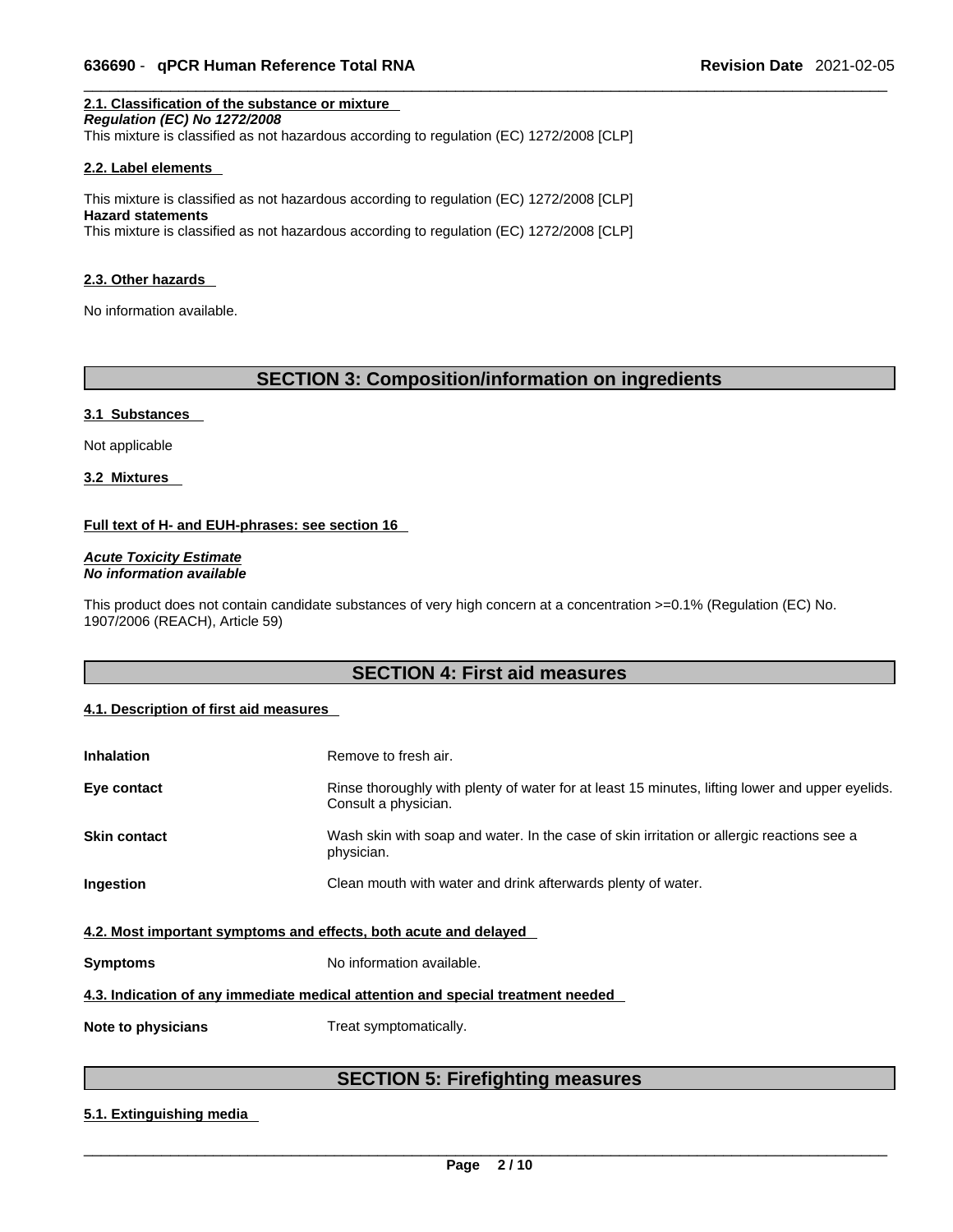#### 2.1. Classification of the substance or mixture

***Regulation (EC) No 1272/2008***

This mixture is classified as not hazardous according to regulation (EC) 1272/2008 [CLP]

#### 2.2. Label elements

This mixture is classified as not hazardous according to regulation (EC) 1272/2008 [CLP]

**Hazard statements**

This mixture is classified as not hazardous according to regulation (EC) 1272/2008 [CLP]

#### 2.3. Other hazards

No information available.

## SECTION 3: Composition/information on ingredients

#### 3.1 Substances

Not applicable

#### 3.2 Mixtures

**Full text of H- and EUH-phrases: see section 16**

***Acute Toxicity Estimate***
***No information available***

This product does not contain candidate substances of very high concern at a concentration >=0.1% (Regulation (EC) No. 1907/2006 (REACH), Article 59)

## SECTION 4: First aid measures

#### 4.1. Description of first aid measures

| | |
|---|---|
| **Inhalation** | Remove to fresh air. |
| **Eye contact** | Rinse thoroughly with plenty of water for at least 15 minutes, lifting lower and upper eyelids. Consult a physician. |
| **Skin contact** | Wash skin with soap and water. In the case of skin irritation or allergic reactions see a physician. |
| **Ingestion** | Clean mouth with water and drink afterwards plenty of water. |

#### 4.2. Most important symptoms and effects, both acute and delayed

| | |
|---|---|
| **Symptoms** | No information available. |

#### 4.3. Indication of any immediate medical attention and special treatment needed

| | |
|---|---|
| **Note to physicians** | Treat symptomatically. |

## SECTION 5: Firefighting measures

#### 5.1. Extinguishing media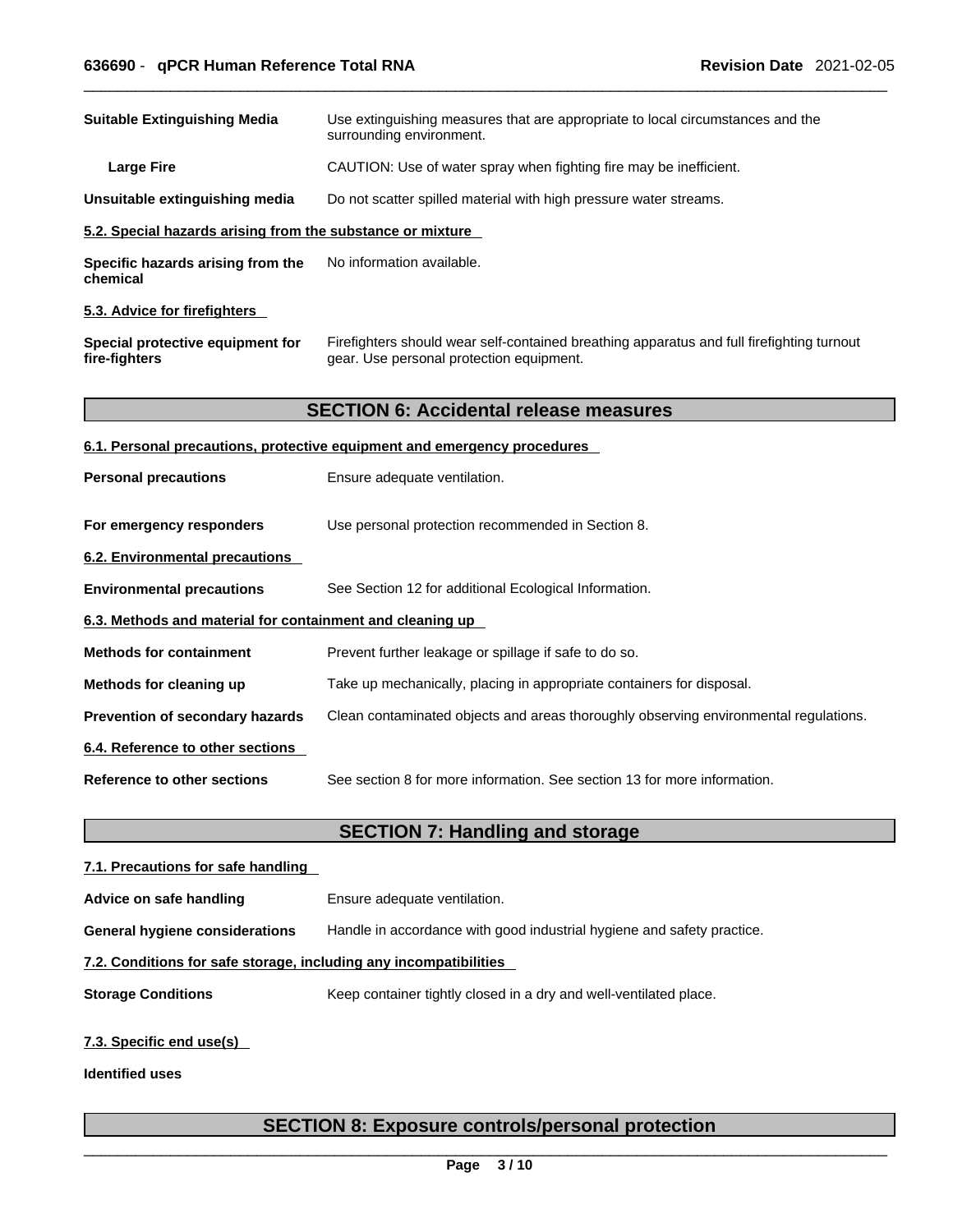| | |
|---|---|
| **Suitable Extinguishing Media** | Use extinguishing measures that are appropriate to local circumstances and the surrounding environment. |
| **Large Fire** | CAUTION: Use of water spray when fighting fire may be inefficient. |
| **Unsuitable extinguishing media** | Do not scatter spilled material with high pressure water streams. |

### 5.2. Special hazards arising from the substance or mixture

| | |
|---|---|
| **Specific hazards arising from the chemical** | No information available. |

### 5.3. Advice for firefighters

| | |
|---|---|
| **Special protective equipment for fire-fighters** | Firefighters should wear self-contained breathing apparatus and full firefighting turnout gear. Use personal protection equipment. |

## SECTION 6: Accidental release measures

### 6.1. Personal precautions, protective equipment and emergency procedures

| | |
|---|---|
| **Personal precautions** | Ensure adequate ventilation. |
| **For emergency responders** | Use personal protection recommended in Section 8. |

### 6.2. Environmental precautions

| | |
|---|---|
| **Environmental precautions** | See Section 12 for additional Ecological Information. |

### 6.3. Methods and material for containment and cleaning up

| | |
|---|---|
| **Methods for containment** | Prevent further leakage or spillage if safe to do so. |
| **Methods for cleaning up** | Take up mechanically, placing in appropriate containers for disposal. |
| **Prevention of secondary hazards** | Clean contaminated objects and areas thoroughly observing environmental regulations. |

### 6.4. Reference to other sections

| | |
|---|---|
| **Reference to other sections** | See section 8 for more information. See section 13 for more information. |

## SECTION 7: Handling and storage

### 7.1. Precautions for safe handling

| | |
|---|---|
| **Advice on safe handling** | Ensure adequate ventilation. |
| **General hygiene considerations** | Handle in accordance with good industrial hygiene and safety practice. |

### 7.2. Conditions for safe storage, including any incompatibilities

| | |
|---|---|
| **Storage Conditions** | Keep container tightly closed in a dry and well-ventilated place. |

### 7.3. Specific end use(s)

**Identified uses**

## SECTION 8: Exposure controls/personal protection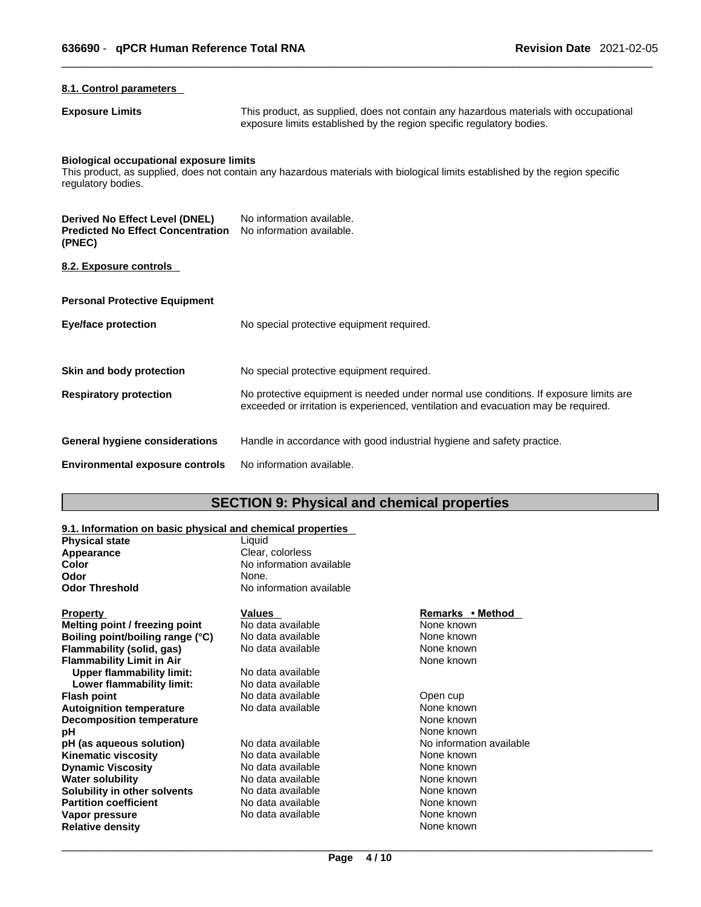### 8.1. Control parameters

**Exposure Limits** This product, as supplied, does not contain any hazardous materials with occupational exposure limits established by the region specific regulatory bodies.

**Biological occupational exposure limits**
This product, as supplied, does not contain any hazardous materials with biological limits established by the region specific regulatory bodies.

**Derived No Effect Level (DNEL)** No information available.
**Predicted No Effect Concentration (PNEC)** No information available.

### 8.2. Exposure controls

**Personal Protective Equipment**

**Eye/face protection** No special protective equipment required.

**Skin and body protection** No special protective equipment required.

**Respiratory protection** No protective equipment is needed under normal use conditions. If exposure limits are exceeded or irritation is experienced, ventilation and evacuation may be required.

**General hygiene considerations** Handle in accordance with good industrial hygiene and safety practice.

**Environmental exposure controls** No information available.

## SECTION 9: Physical and chemical properties

### 9.1. Information on basic physical and chemical properties

| | |
|---|---|
| **Physical state** | Liquid |
| **Appearance** | Clear, colorless |
| **Color** | No information available |
| **Odor** | None. |
| **Odor Threshold** | No information available |

| Property | Values | Remarks • Method |
|---|---|---|
| **Melting point / freezing point** | No data available | None known |
| **Boiling point/boiling range (°C)** | No data available | None known |
| **Flammability (solid, gas)** | No data available | None known |
| **Flammability Limit in Air** | | None known |
| **Upper flammability limit:** | No data available | |
| **Lower flammability limit:** | No data available | |
| **Flash point** | No data available | Open cup |
| **Autoignition temperature** | No data available | None known |
| **Decomposition temperature** | | None known |
| **pH** | | None known |
| **pH (as aqueous solution)** | No data available | No information available |
| **Kinematic viscosity** | No data available | None known |
| **Dynamic Viscosity** | No data available | None known |
| **Water solubility** | No data available | None known |
| **Solubility in other solvents** | No data available | None known |
| **Partition coefficient** | No data available | None known |
| **Vapor pressure** | No data available | None known |
| **Relative density** | | None known |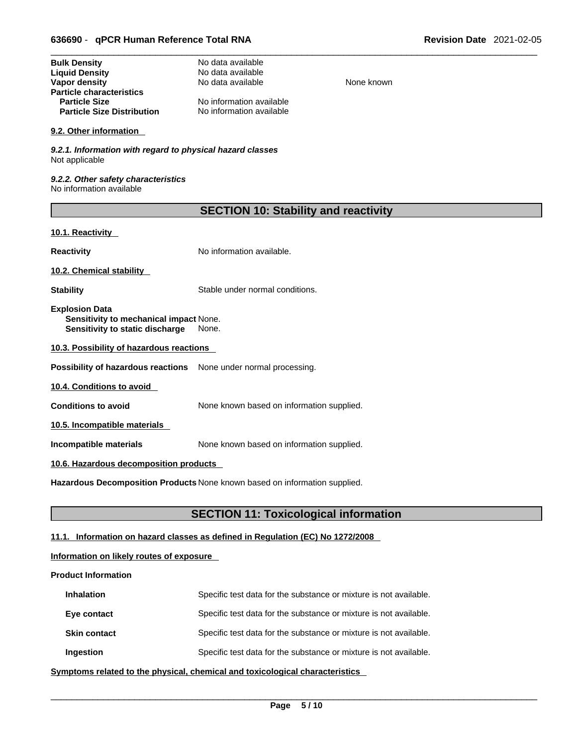| | | |
|---|---|---|
| **Bulk Density** | No data available | |
| **Liquid Density** | No data available | |
| **Vapor density** | No data available | None known |
| **Particle characteristics** | | |
| **Particle Size** | No information available | |
| **Particle Size Distribution** | No information available | |

**9.2. Other information**

***9.2.1. Information with regard to physical hazard classes***
Not applicable

***9.2.2. Other safety characteristics***
No information available

## SECTION 10: Stability and reactivity

**10.1. Reactivity**

**Reactivity** No information available.

**10.2. Chemical stability**

**Stability** Stable under normal conditions.

**Explosion Data**
**Sensitivity to mechanical impact** None.
**Sensitivity to static discharge** None.

**10.3. Possibility of hazardous reactions**

**Possibility of hazardous reactions** None under normal processing.

**10.4. Conditions to avoid**

**Conditions to avoid** None known based on information supplied.

**10.5. Incompatible materials**

**Incompatible materials** None known based on information supplied.

**10.6. Hazardous decomposition products**

**Hazardous Decomposition Products** None known based on information supplied.

## SECTION 11: Toxicological information

**11.1. Information on hazard classes as defined in Regulation (EC) No 1272/2008**

**Information on likely routes of exposure**

**Product Information**

| | |
|---|---|
| **Inhalation** | Specific test data for the substance or mixture is not available. |
| **Eye contact** | Specific test data for the substance or mixture is not available. |
| **Skin contact** | Specific test data for the substance or mixture is not available. |
| **Ingestion** | Specific test data for the substance or mixture is not available. |

**Symptoms related to the physical, chemical and toxicological characteristics**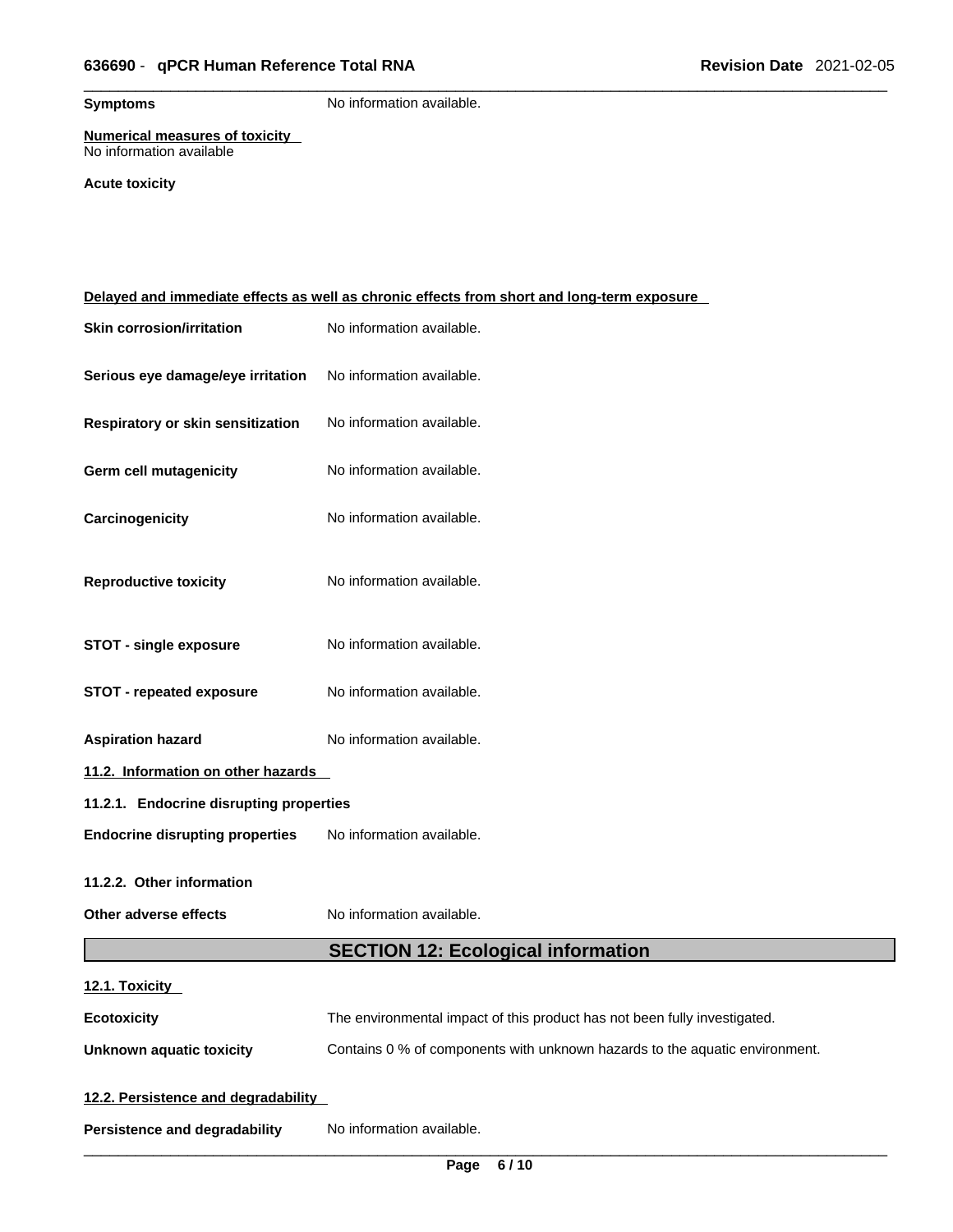**Symptoms** No information available.

**Numerical measures of toxicity**
No information available

**Acute toxicity**

**Delayed and immediate effects as well as chronic effects from short and long-term exposure**

**Skin corrosion/irritation** No information available.

**Serious eye damage/eye irritation** No information available.

**Respiratory or skin sensitization** No information available.

**Germ cell mutagenicity** No information available.

**Carcinogenicity** No information available.

**Reproductive toxicity** No information available.

**STOT - single exposure** No information available.

**STOT - repeated exposure** No information available.

**Aspiration hazard** No information available.

**11.2. Information on other hazards**

**11.2.1. Endocrine disrupting properties**

**Endocrine disrupting properties** No information available.

**11.2.2. Other information**

**Other adverse effects** No information available.

## SECTION 12: Ecological information

**12.1. Toxicity**

**Ecotoxicity** The environmental impact of this product has not been fully investigated.

**Unknown aquatic toxicity** Contains 0 % of components with unknown hazards to the aquatic environment.

**12.2. Persistence and degradability**

**Persistence and degradability** No information available.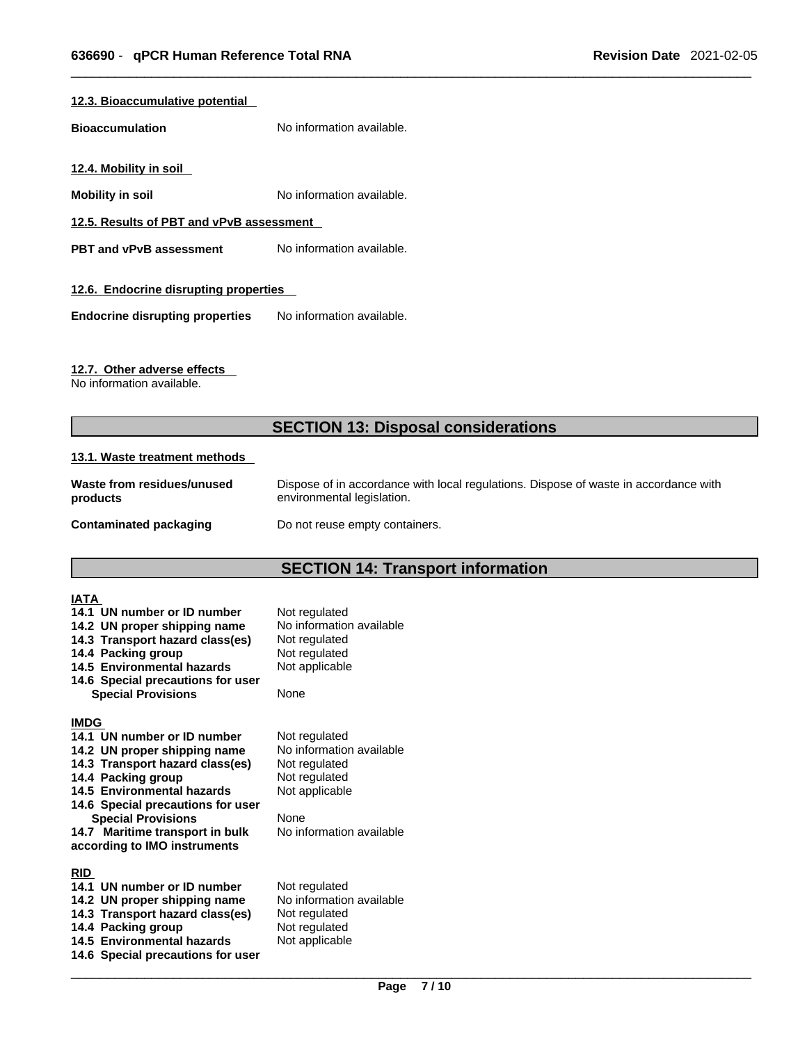### 12.3. Bioaccumulative potential

**Bioaccumulation** No information available.

### 12.4. Mobility in soil

**Mobility in soil** No information available.

### 12.5. Results of PBT and vPvB assessment

**PBT and vPvB assessment** No information available.

### 12.6. Endocrine disrupting properties

**Endocrine disrupting properties** No information available.

### 12.7. Other adverse effects

No information available.

## SECTION 13: Disposal considerations

### 13.1. Waste treatment methods

**Waste from residues/unused products** Dispose of in accordance with local regulations. Dispose of waste in accordance with environmental legislation.

**Contaminated packaging** Do not reuse empty containers.

## SECTION 14: Transport information

**IATA**

| | |
|---|---|
| **14.1 UN number or ID number** | Not regulated |
| **14.2 UN proper shipping name** | No information available |
| **14.3 Transport hazard class(es)** | Not regulated |
| **14.4 Packing group** | Not regulated |
| **14.5 Environmental hazards** | Not applicable |
| **14.6 Special precautions for user** | |
| **Special Provisions** | None |

**IMDG**

| | |
|---|---|
| **14.1 UN number or ID number** | Not regulated |
| **14.2 UN proper shipping name** | No information available |
| **14.3 Transport hazard class(es)** | Not regulated |
| **14.4 Packing group** | Not regulated |
| **14.5 Environmental hazards** | Not applicable |
| **14.6 Special precautions for user** | |
| **Special Provisions** | None |
| **14.7 Maritime transport in bulk according to IMO instruments** | No information available |

**RID**

| | |
|---|---|
| **14.1 UN number or ID number** | Not regulated |
| **14.2 UN proper shipping name** | No information available |
| **14.3 Transport hazard class(es)** | Not regulated |
| **14.4 Packing group** | Not regulated |
| **14.5 Environmental hazards** | Not applicable |
| **14.6 Special precautions for user** | |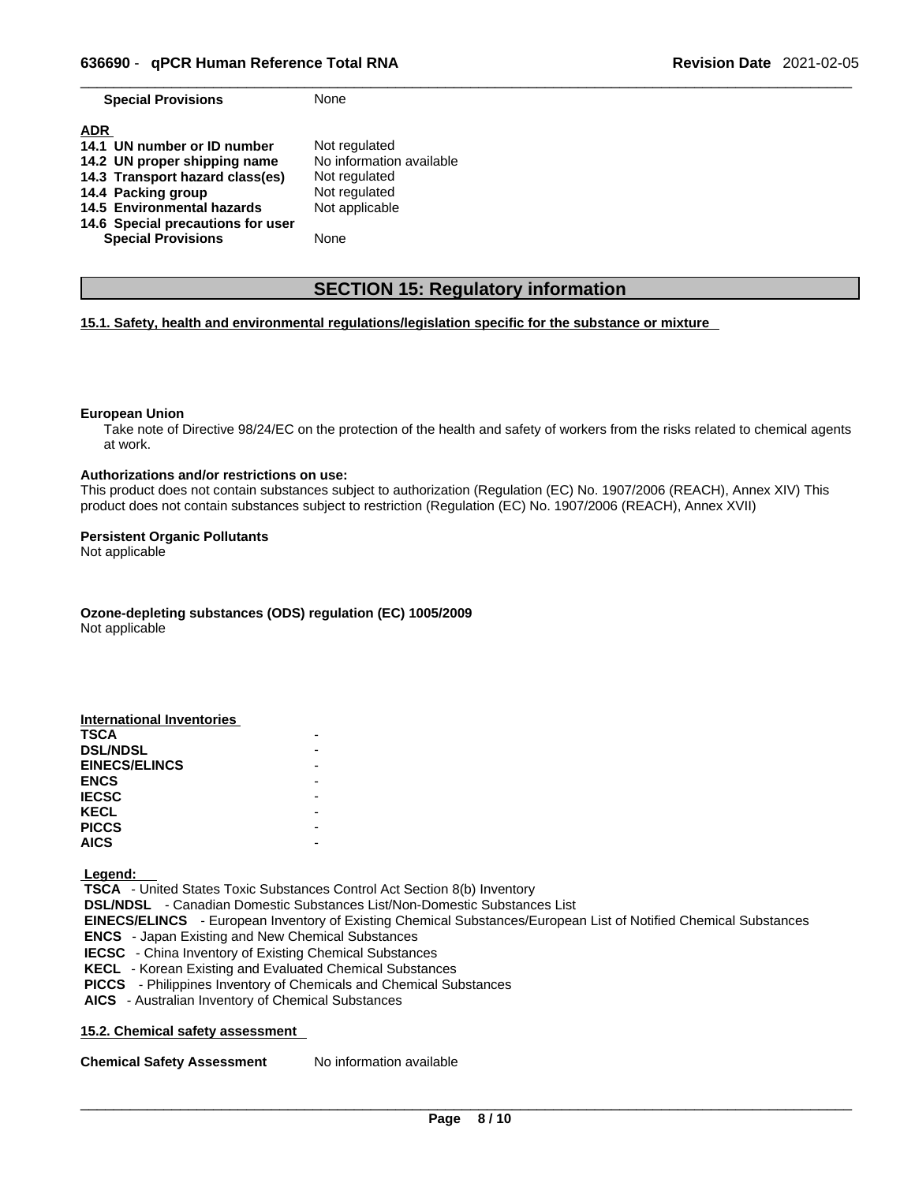| | |
|---|---|
| **Special Provisions** | None |

**ADR**

| | |
|---|---|
| **14.1 UN number or ID number** | Not regulated |
| **14.2 UN proper shipping name** | No information available |
| **14.3 Transport hazard class(es)** | Not regulated |
| **14.4 Packing group** | Not regulated |
| **14.5 Environmental hazards** | Not applicable |
| **14.6 Special precautions for user** | |
| **Special Provisions** | None |

## SECTION 15: Regulatory information

**15.1. Safety, health and environmental regulations/legislation specific for the substance or mixture**

**European Union**

Take note of Directive 98/24/EC on the protection of the health and safety of workers from the risks related to chemical agents at work.

**Authorizations and/or restrictions on use:**

This product does not contain substances subject to authorization (Regulation (EC) No. 1907/2006 (REACH), Annex XIV) This product does not contain substances subject to restriction (Regulation (EC) No. 1907/2006 (REACH), Annex XVII)

**Persistent Organic Pollutants**

Not applicable

**Ozone-depleting substances (ODS) regulation (EC) 1005/2009**

Not applicable

**International Inventories**

| | |
|---|---|
| **TSCA** | - |
| **DSL/NDSL** | - |
| **EINECS/ELINCS** | - |
| **ENCS** | - |
| **IECSC** | - |
| **KECL** | - |
| **PICCS** | - |
| **AICS** | - |

**Legend:**

**TSCA** - United States Toxic Substances Control Act Section 8(b) Inventory
**DSL/NDSL** - Canadian Domestic Substances List/Non-Domestic Substances List
**EINECS/ELINCS** - European Inventory of Existing Chemical Substances/European List of Notified Chemical Substances
**ENCS** - Japan Existing and New Chemical Substances
**IECSC** - China Inventory of Existing Chemical Substances
**KECL** - Korean Existing and Evaluated Chemical Substances
**PICCS** - Philippines Inventory of Chemicals and Chemical Substances
**AICS** - Australian Inventory of Chemical Substances

**15.2. Chemical safety assessment**

| | |
|---|---|
| **Chemical Safety Assessment** | No information available |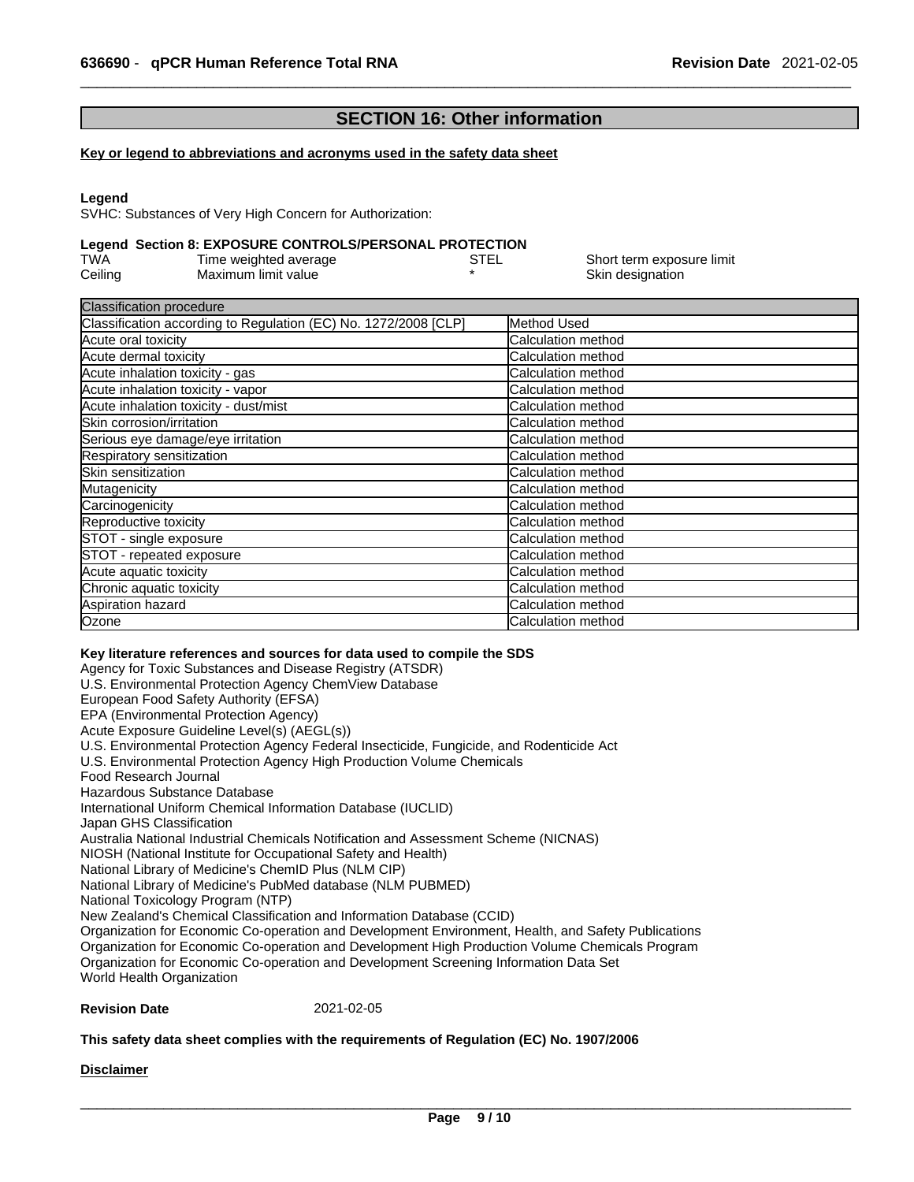## SECTION 16: Other information

**Key or legend to abbreviations and acronyms used in the safety data sheet**

**Legend**

SVHC: Substances of Very High Concern for Authorization:

**Legend Section 8: EXPOSURE CONTROLS/PERSONAL PROTECTION**

| | | | |
|---|---|---|---|
| TWA | Time weighted average | STEL | Short term exposure limit |
| Ceiling | Maximum limit value | * | Skin designation |

| Classification procedure | |
|---|---|
| Classification according to Regulation (EC) No. 1272/2008 [CLP] | Method Used |
| Acute oral toxicity | Calculation method |
| Acute dermal toxicity | Calculation method |
| Acute inhalation toxicity - gas | Calculation method |
| Acute inhalation toxicity - vapor | Calculation method |
| Acute inhalation toxicity - dust/mist | Calculation method |
| Skin corrosion/irritation | Calculation method |
| Serious eye damage/eye irritation | Calculation method |
| Respiratory sensitization | Calculation method |
| Skin sensitization | Calculation method |
| Mutagenicity | Calculation method |
| Carcinogenicity | Calculation method |
| Reproductive toxicity | Calculation method |
| STOT - single exposure | Calculation method |
| STOT - repeated exposure | Calculation method |
| Acute aquatic toxicity | Calculation method |
| Chronic aquatic toxicity | Calculation method |
| Aspiration hazard | Calculation method |
| Ozone | Calculation method |

**Key literature references and sources for data used to compile the SDS**

Agency for Toxic Substances and Disease Registry (ATSDR)
U.S. Environmental Protection Agency ChemView Database
European Food Safety Authority (EFSA)
EPA (Environmental Protection Agency)
Acute Exposure Guideline Level(s) (AEGL(s))
U.S. Environmental Protection Agency Federal Insecticide, Fungicide, and Rodenticide Act
U.S. Environmental Protection Agency High Production Volume Chemicals
Food Research Journal
Hazardous Substance Database
International Uniform Chemical Information Database (IUCLID)
Japan GHS Classification
Australia National Industrial Chemicals Notification and Assessment Scheme (NICNAS)
NIOSH (National Institute for Occupational Safety and Health)
National Library of Medicine's ChemID Plus (NLM CIP)
National Library of Medicine's PubMed database (NLM PUBMED)
National Toxicology Program (NTP)
New Zealand's Chemical Classification and Information Database (CCID)
Organization for Economic Co-operation and Development Environment, Health, and Safety Publications
Organization for Economic Co-operation and Development High Production Volume Chemicals Program
Organization for Economic Co-operation and Development Screening Information Data Set
World Health Organization

**Revision Date** 2021-02-05

**This safety data sheet complies with the requirements of Regulation (EC) No. 1907/2006**

**Disclaimer**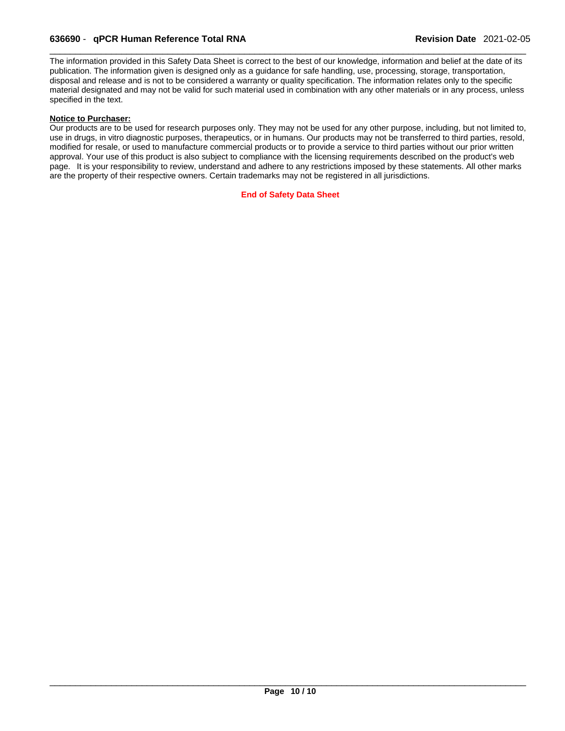The information provided in this Safety Data Sheet is correct to the best of our knowledge, information and belief at the date of its publication. The information given is designed only as a guidance for safe handling, use, processing, storage, transportation, disposal and release and is not to be considered a warranty or quality specification. The information relates only to the specific material designated and may not be valid for such material used in combination with any other materials or in any process, unless specified in the text.

**Notice to Purchaser:**

Our products are to be used for research purposes only. They may not be used for any other purpose, including, but not limited to, use in drugs, in vitro diagnostic purposes, therapeutics, or in humans. Our products may not be transferred to third parties, resold, modified for resale, or used to manufacture commercial products or to provide a service to third parties without our prior written approval. Your use of this product is also subject to compliance with the licensing requirements described on the product's web page. It is your responsibility to review, understand and adhere to any restrictions imposed by these statements. All other marks are the property of their respective owners. Certain trademarks may not be registered in all jurisdictions.

**End of Safety Data Sheet**